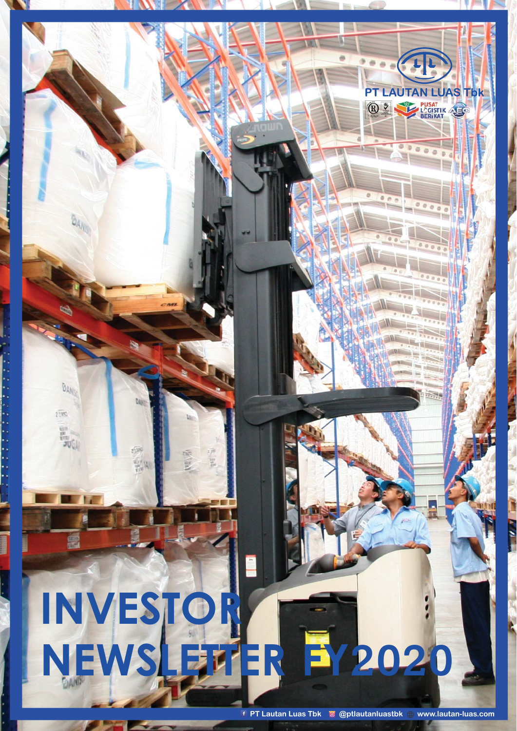PT LAUTAN LUAS Tbk

# INVESTOR NEWSLETTER FY2020

PT Lautan Luas Tbk @ptlautanluastbk www.lautan-luas.com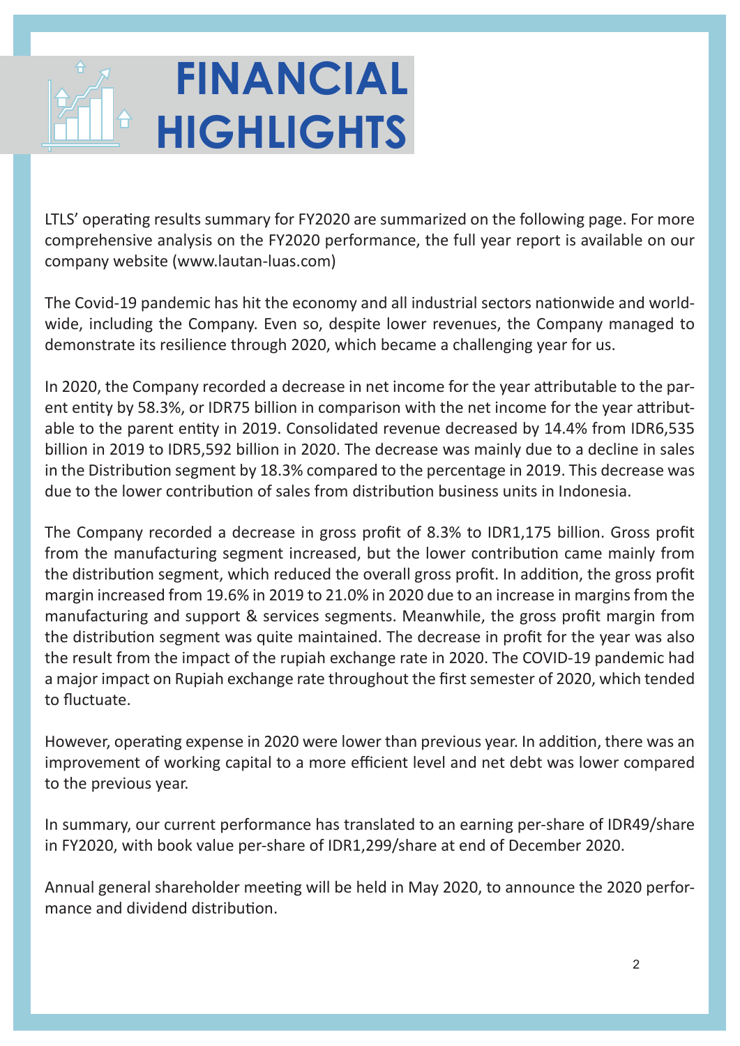# FINANCIAL HIGHLIGHTS

LTLS' operating results summary for FY2020 are summarized on the following page. For more comprehensive analysis on the FY2020 performance, the full year report is available on our company website (www.lautan-luas.com)

The Covid-19 pandemic has hit the economy and all industrial sectors nationwide and worldwide, including the Company. Even so, despite lower revenues, the Company managed to demonstrate its resilience through 2020, which became a challenging year for us.

In 2020, the Company recorded a decrease in net income for the year attributable to the parent entity by 58.3%, or IDR75 billion in comparison with the net income for the year attributable to the parent entity in 2019. Consolidated revenue decreased by 14.4% from IDR6,535 billion in 2019 to IDR5,592 billion in 2020. The decrease was mainly due to a decline in sales in the Distribution segment by 18.3% compared to the percentage in 2019. This decrease was due to the lower contribution of sales from distribution business units in Indonesia.

The Company recorded a decrease in gross profit of 8.3% to IDR1,175 billion. Gross profit from the manufacturing segment increased, but the lower contribution came mainly from the distribution segment, which reduced the overall gross profit. In addition, the gross profit margin increased from 19.6% in 2019 to 21.0% in 2020 due to an increase in margins from the manufacturing and support & services segments. Meanwhile, the gross profit margin from the distribution segment was quite maintained. The decrease in profit for the year was also the result from the impact of the rupiah exchange rate in 2020. The COVID-19 pandemic had a major impact on Rupiah exchange rate throughout the first semester of 2020, which tended to fluctuate.

However, operating expense in 2020 were lower than previous year. In addition, there was an improvement of working capital to a more efficient level and net debt was lower compared to the previous year.

In summary, our current performance has translated to an earning per-share of IDR49/share in FY2020, with book value per-share of IDR1,299/share at end of December 2020.

Annual general shareholder meeting will be held in May 2020, to announce the 2020 performance and dividend distribution.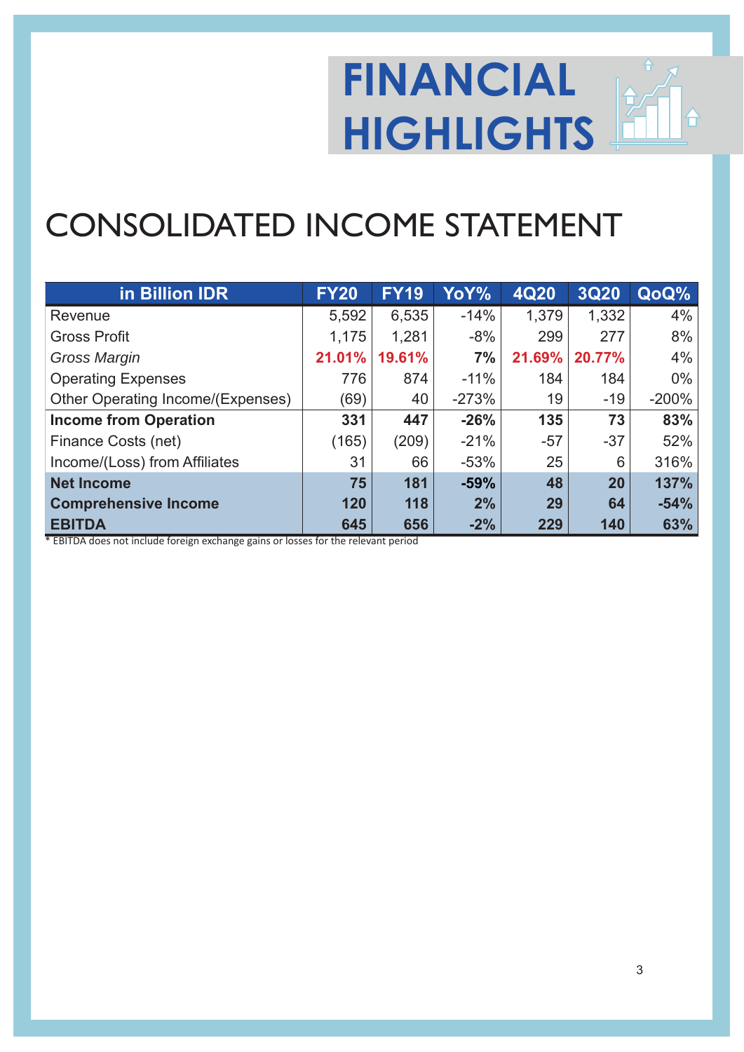# FINANCIAL HIGHLIGHTS

## CONSOLIDATED INCOME STATEMENT

| in Billion IDR | FY20 | FY19 | YoY% | 4Q20 | 3Q20 | QoQ% |
|---|---|---|---|---|---|---|
| Revenue | 5,592 | 6,535 | -14% | 1,379 | 1,332 | 4% |
| Gross Profit | 1,175 | 1,281 | -8% | 299 | 277 | 8% |
| *Gross Margin* | **21.01%** | **19.61%** | **7%** | **21.69%** | **20.77%** | 4% |
| Operating Expenses | 776 | 874 | -11% | 184 | 184 | 0% |
| Other Operating Income/(Expenses) | (69) | 40 | -273% | 19 | -19 | -200% |
| **Income from Operation** | **331** | **447** | **-26%** | **135** | **73** | **83%** |
| Finance Costs (net) | (165) | (209) | -21% | -57 | -37 | 52% |
| Income/(Loss) from Affiliates | 31 | 66 | -53% | 25 | 6 | 316% |
| **Net Income** | **75** | **181** | **-59%** | **48** | **20** | **137%** |
| **Comprehensive Income** | **120** | **118** | **2%** | **29** | **64** | **-54%** |
| **EBITDA** | **645** | **656** | **-2%** | **229** | **140** | **63%** |

* EBITDA does not include foreign exchange gains or losses for the relevant period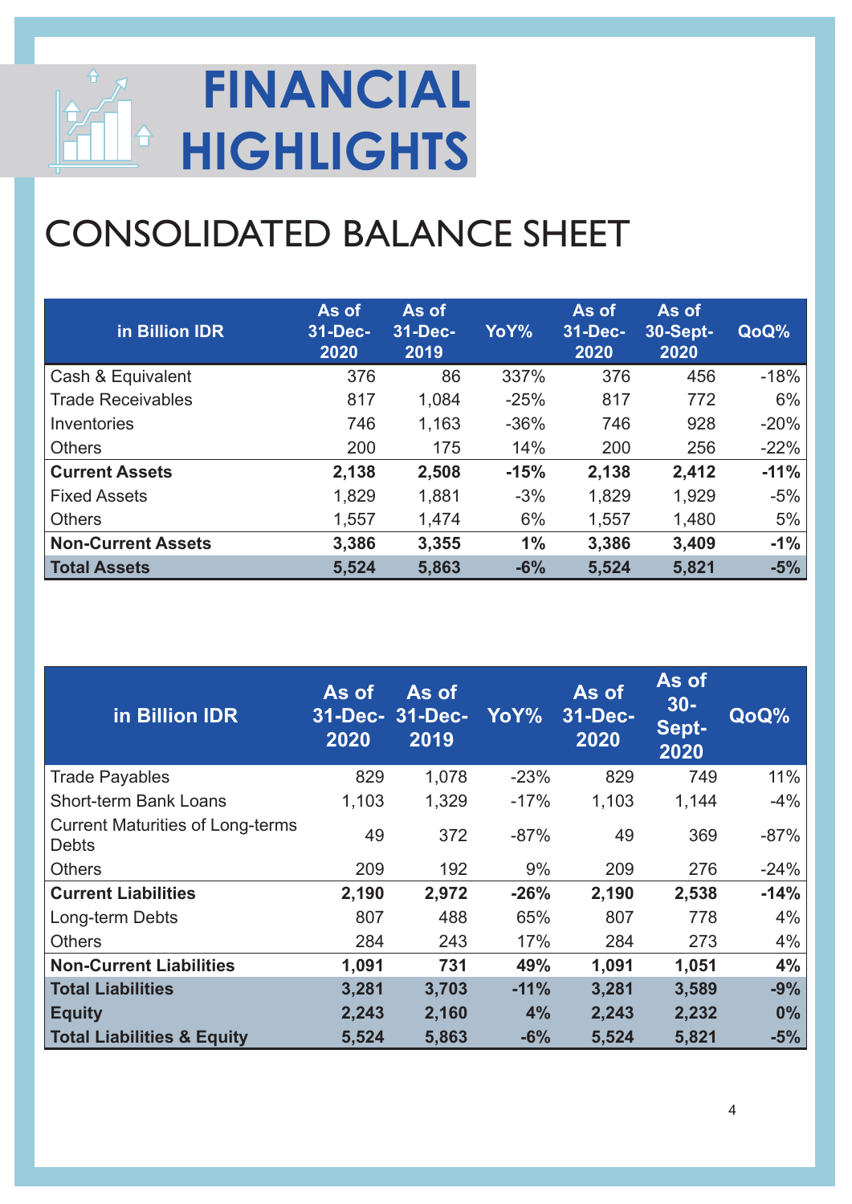# FINANCIAL HIGHLIGHTS

## CONSOLIDATED BALANCE SHEET

| in Billion IDR | As of 31-Dec-2020 | As of 31-Dec-2019 | YoY% | As of 31-Dec-2020 | As of 30-Sept-2020 | QoQ% |
|---|---|---|---|---|---|---|
| Cash & Equivalent | 376 | 86 | 337% | 376 | 456 | -18% |
| Trade Receivables | 817 | 1,084 | -25% | 817 | 772 | 6% |
| Inventories | 746 | 1,163 | -36% | 746 | 928 | -20% |
| Others | 200 | 175 | 14% | 200 | 256 | -22% |
| **Current Assets** | **2,138** | **2,508** | **-15%** | **2,138** | **2,412** | **-11%** |
| Fixed Assets | 1,829 | 1,881 | -3% | 1,829 | 1,929 | -5% |
| Others | 1,557 | 1,474 | 6% | 1,557 | 1,480 | 5% |
| **Non-Current Assets** | **3,386** | **3,355** | **1%** | **3,386** | **3,409** | **-1%** |
| **Total Assets** | **5,524** | **5,863** | **-6%** | **5,524** | **5,821** | **-5%** |

| in Billion IDR | As of 31-Dec-2020 | As of 31-Dec-2019 | YoY% | As of 31-Dec-2020 | As of 30-Sept-2020 | QoQ% |
|---|---|---|---|---|---|---|
| Trade Payables | 829 | 1,078 | -23% | 829 | 749 | 11% |
| Short-term Bank Loans | 1,103 | 1,329 | -17% | 1,103 | 1,144 | -4% |
| Current Maturities of Long-terms Debts | 49 | 372 | -87% | 49 | 369 | -87% |
| Others | 209 | 192 | 9% | 209 | 276 | -24% |
| **Current Liabilities** | **2,190** | **2,972** | **-26%** | **2,190** | **2,538** | **-14%** |
| Long-term Debts | 807 | 488 | 65% | 807 | 778 | 4% |
| Others | 284 | 243 | 17% | 284 | 273 | 4% |
| **Non-Current Liabilities** | **1,091** | **731** | **49%** | **1,091** | **1,051** | **4%** |
| **Total Liabilities** | **3,281** | **3,703** | **-11%** | **3,281** | **3,589** | **-9%** |
| **Equity** | **2,243** | **2,160** | **4%** | **2,243** | **2,232** | **0%** |
| **Total Liabilities & Equity** | **5,524** | **5,863** | **-6%** | **5,524** | **5,821** | **-5%** |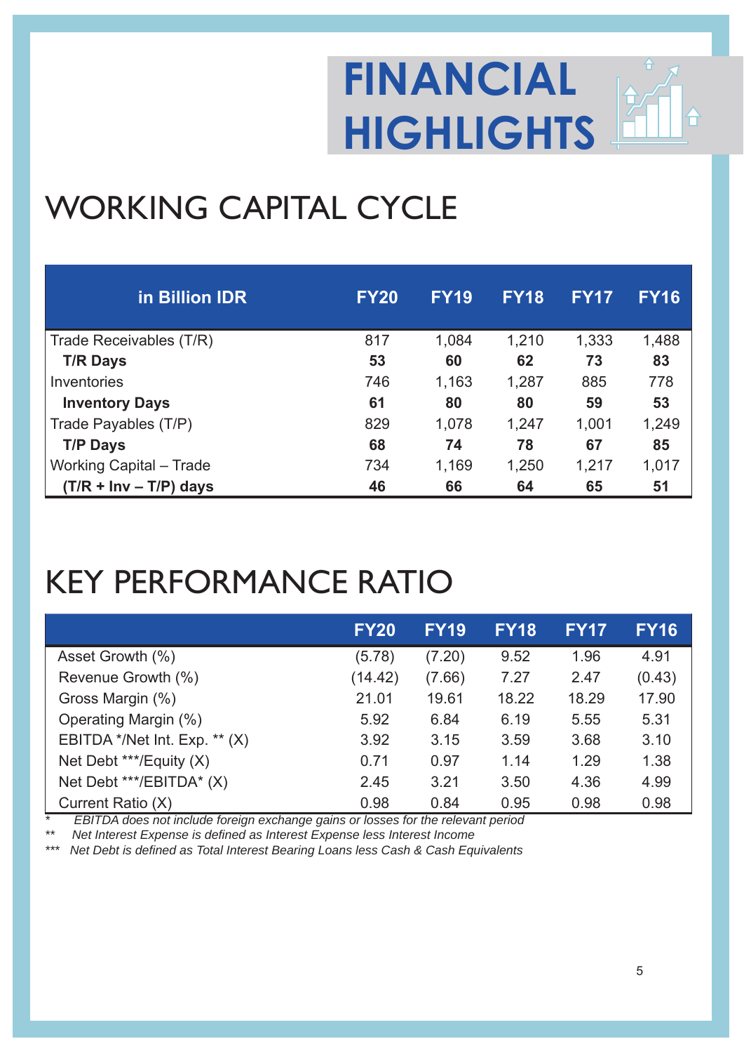# FINANCIAL HIGHLIGHTS

## WORKING CAPITAL CYCLE

| in Billion IDR | FY20 | FY19 | FY18 | FY17 | FY16 |
|---|---|---|---|---|---|
| Trade Receivables (T/R) | 817 | 1,084 | 1,210 | 1,333 | 1,488 |
| **T/R Days** | **53** | **60** | **62** | **73** | **83** |
| Inventories | 746 | 1,163 | 1,287 | 885 | 778 |
| **Inventory Days** | **61** | **80** | **80** | **59** | **53** |
| Trade Payables (T/P) | 829 | 1,078 | 1,247 | 1,001 | 1,249 |
| **T/P Days** | **68** | **74** | **78** | **67** | **85** |
| Working Capital – Trade | 734 | 1,169 | 1,250 | 1,217 | 1,017 |
| **(T/R + Inv – T/P) days** | **46** | **66** | **64** | **65** | **51** |

## KEY PERFORMANCE RATIO

| | FY20 | FY19 | FY18 | FY17 | FY16 |
|---|---|---|---|---|---|
| Asset Growth (%) | (5.78) | (7.20) | 9.52 | 1.96 | 4.91 |
| Revenue Growth (%) | (14.42) | (7.66) | 7.27 | 2.47 | (0.43) |
| Gross Margin (%) | 21.01 | 19.61 | 18.22 | 18.29 | 17.90 |
| Operating Margin (%) | 5.92 | 6.84 | 6.19 | 5.55 | 5.31 |
| EBITDA */Net Int. Exp. ** (X) | 3.92 | 3.15 | 3.59 | 3.68 | 3.10 |
| Net Debt ***/Equity (X) | 0.71 | 0.97 | 1.14 | 1.29 | 1.38 |
| Net Debt ***/EBITDA* (X) | 2.45 | 3.21 | 3.50 | 4.36 | 4.99 |
| Current Ratio (X) | 0.98 | 0.84 | 0.95 | 0.98 | 0.98 |

*\* EBITDA does not include foreign exchange gains or losses for the relevant period*

*\*\* Net Interest Expense is defined as Interest Expense less Interest Income*

*\*\*\* Net Debt is defined as Total Interest Bearing Loans less Cash & Cash Equivalents*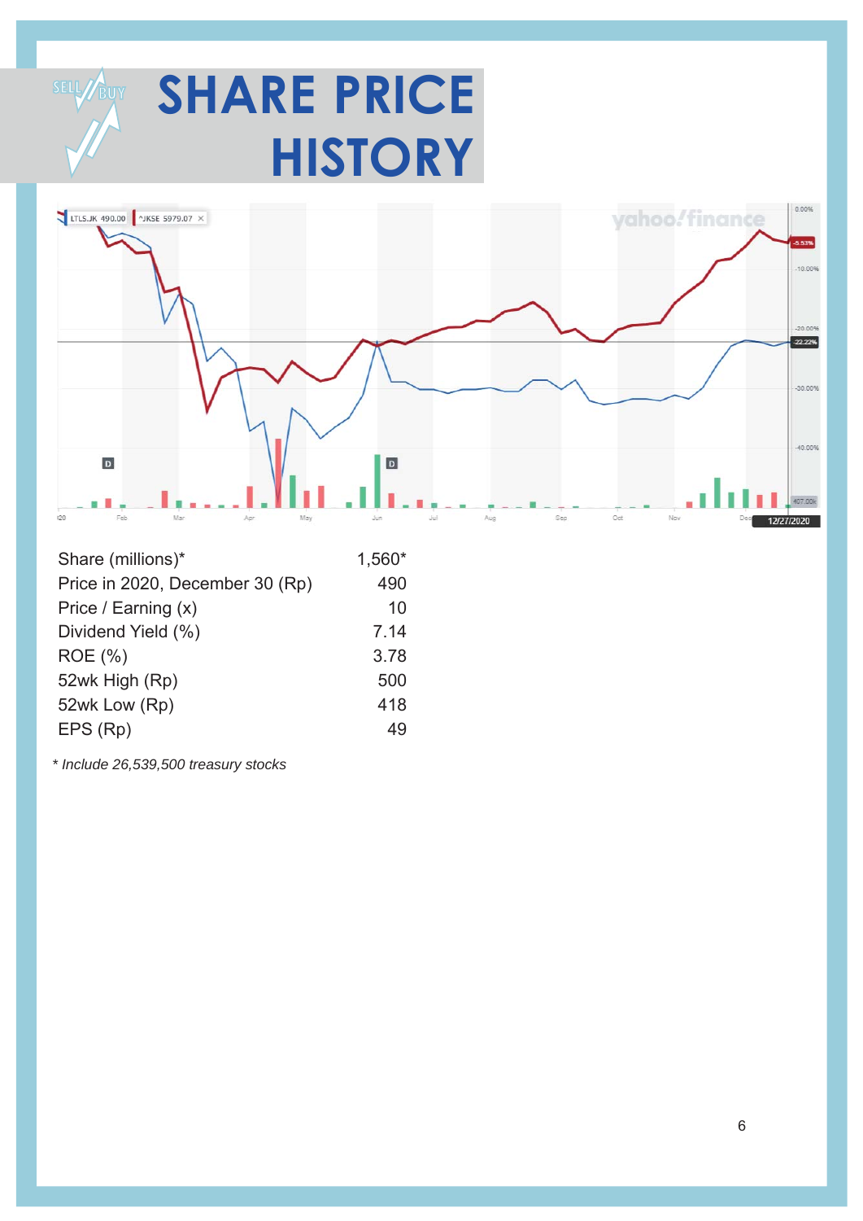# SHARE PRICE HISTORY

| | |
|---|---|
| Share (millions)* | 1,560* |
| Price in 2020, December 30 (Rp) | 490 |
| Price / Earning (x) | 10 |
| Dividend Yield (%) | 7.14 |
| ROE (%) | 3.78 |
| 52wk High (Rp) | 500 |
| 52wk Low (Rp) | 418 |
| EPS (Rp) | 49 |

*\* Include 26,539,500 treasury stocks*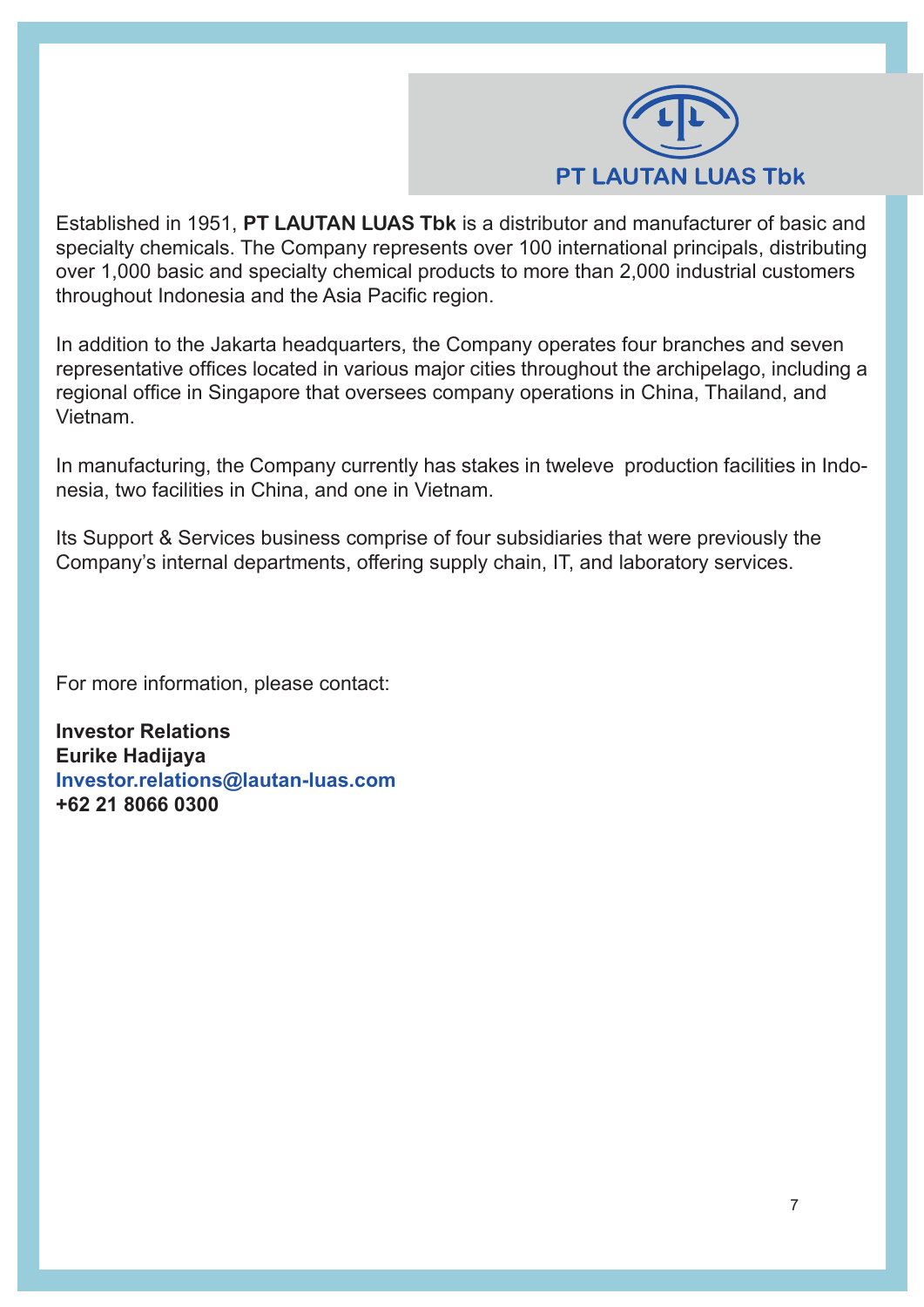PT LAUTAN LUAS Tbk

Established in 1951, **PT LAUTAN LUAS Tbk** is a distributor and manufacturer of basic and specialty chemicals. The Company represents over 100 international principals, distributing over 1,000 basic and specialty chemical products to more than 2,000 industrial customers throughout Indonesia and the Asia Pacific region.

In addition to the Jakarta headquarters, the Company operates four branches and seven representative offices located in various major cities throughout the archipelago, including a regional office in Singapore that oversees company operations in China, Thailand, and Vietnam.

In manufacturing, the Company currently has stakes in tweleve production facilities in Indonesia, two facilities in China, and one in Vietnam.

Its Support & Services business comprise of four subsidiaries that were previously the Company's internal departments, offering supply chain, IT, and laboratory services.

For more information, please contact:

**Investor Relations**
**Eurike Hadijaya**
**Investor.relations@lautan-luas.com**
**+62 21 8066 0300**